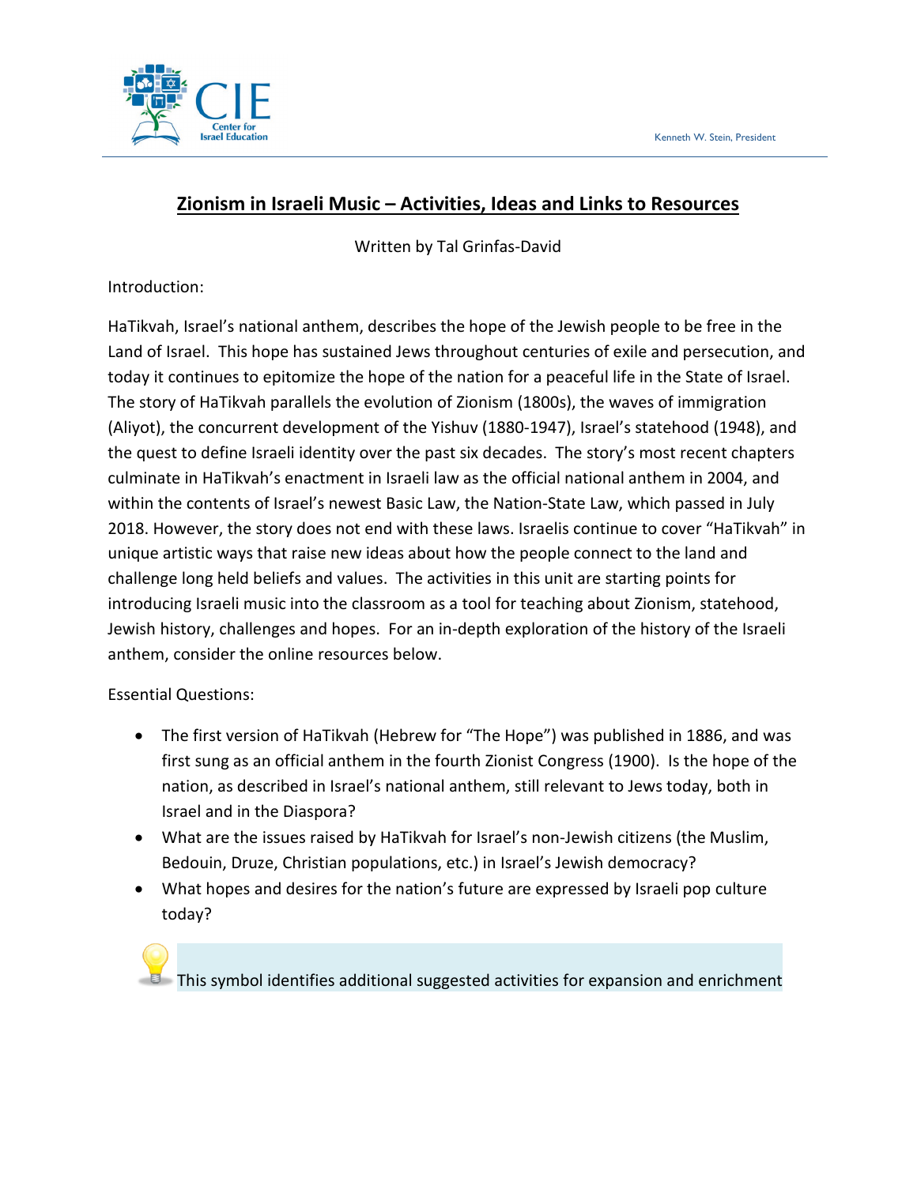# Zionism in Israeli Music – Activities, Ideas and Links to Resources

Written by Tal Grinfas-David

Introduction:

HaTikvah, Israel's national anthem, describes the hope of the Jewish people to be free in the Land of Israel. This hope has sustained Jews throughout centuries of exile and persecution, and today it continues to epitomize the hope of the nation for a peaceful life in the State of Israel. The story of HaTikvah parallels the evolution of Zionism (1800s), the waves of immigration (Aliyot), the concurrent development of the Yishuv (1880-1947), Israel's statehood (1948), and the quest to define Israeli identity over the past six decades. The story's most recent chapters culminate in HaTikvah's enactment in Israeli law as the official national anthem in 2004, and within the contents of Israel's newest Basic Law, the Nation-State Law, which passed in July 2018. However, the story does not end with these laws. Israelis continue to cover "HaTikvah" in unique artistic ways that raise new ideas about how the people connect to the land and challenge long held beliefs and values. The activities in this unit are starting points for introducing Israeli music into the classroom as a tool for teaching about Zionism, statehood, Jewish history, challenges and hopes. For an in-depth exploration of the history of the Israeli anthem, consider the online resources below.

Essential Questions:

- The first version of HaTikvah (Hebrew for "The Hope") was published in 1886, and was first sung as an official anthem in the fourth Zionist Congress (1900). Is the hope of the nation, as described in Israel's national anthem, still relevant to Jews today, both in Israel and in the Diaspora?
- What are the issues raised by HaTikvah for Israel's non-Jewish citizens (the Muslim, Bedouin, Druze, Christian populations, etc.) in Israel's Jewish democracy?
- What hopes and desires for the nation's future are expressed by Israeli pop culture today?

This symbol identifies additional suggested activities for expansion and enrichment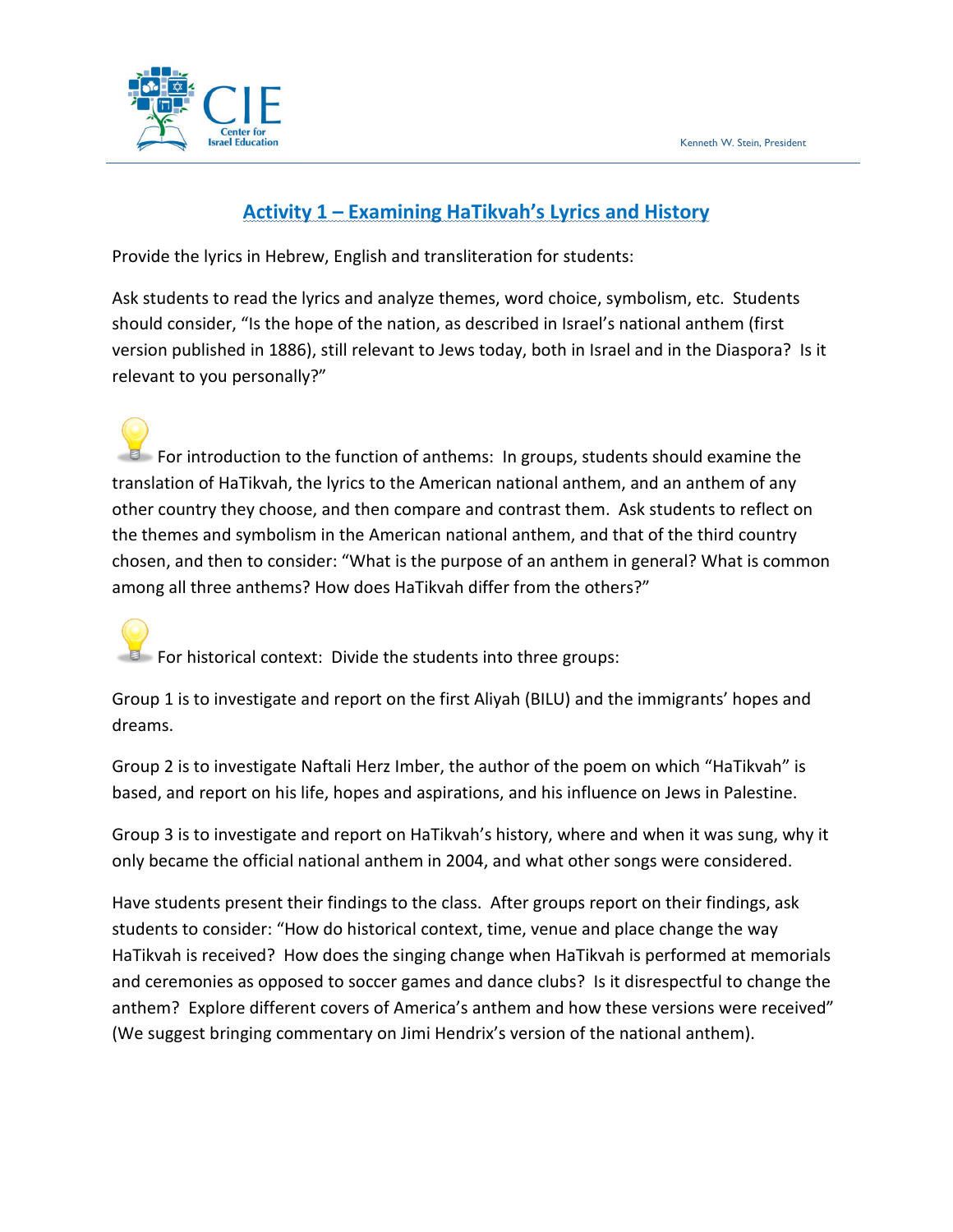## Activity 1 – Examining HaTikvah's Lyrics and History

Provide the lyrics in Hebrew, English and transliteration for students:

Ask students to read the lyrics and analyze themes, word choice, symbolism, etc. Students should consider, "Is the hope of the nation, as described in Israel's national anthem (first version published in 1886), still relevant to Jews today, both in Israel and in the Diaspora? Is it relevant to you personally?"

For introduction to the function of anthems: In groups, students should examine the translation of HaTikvah, the lyrics to the American national anthem, and an anthem of any other country they choose, and then compare and contrast them. Ask students to reflect on the themes and symbolism in the American national anthem, and that of the third country chosen, and then to consider: "What is the purpose of an anthem in general? What is common among all three anthems? How does HaTikvah differ from the others?"

For historical context: Divide the students into three groups:

Group 1 is to investigate and report on the first Aliyah (BILU) and the immigrants' hopes and dreams.

Group 2 is to investigate Naftali Herz Imber, the author of the poem on which "HaTikvah" is based, and report on his life, hopes and aspirations, and his influence on Jews in Palestine.

Group 3 is to investigate and report on HaTikvah's history, where and when it was sung, why it only became the official national anthem in 2004, and what other songs were considered.

Have students present their findings to the class. After groups report on their findings, ask students to consider: "How do historical context, time, venue and place change the way HaTikvah is received? How does the singing change when HaTikvah is performed at memorials and ceremonies as opposed to soccer games and dance clubs? Is it disrespectful to change the anthem? Explore different covers of America's anthem and how these versions were received" (We suggest bringing commentary on Jimi Hendrix's version of the national anthem).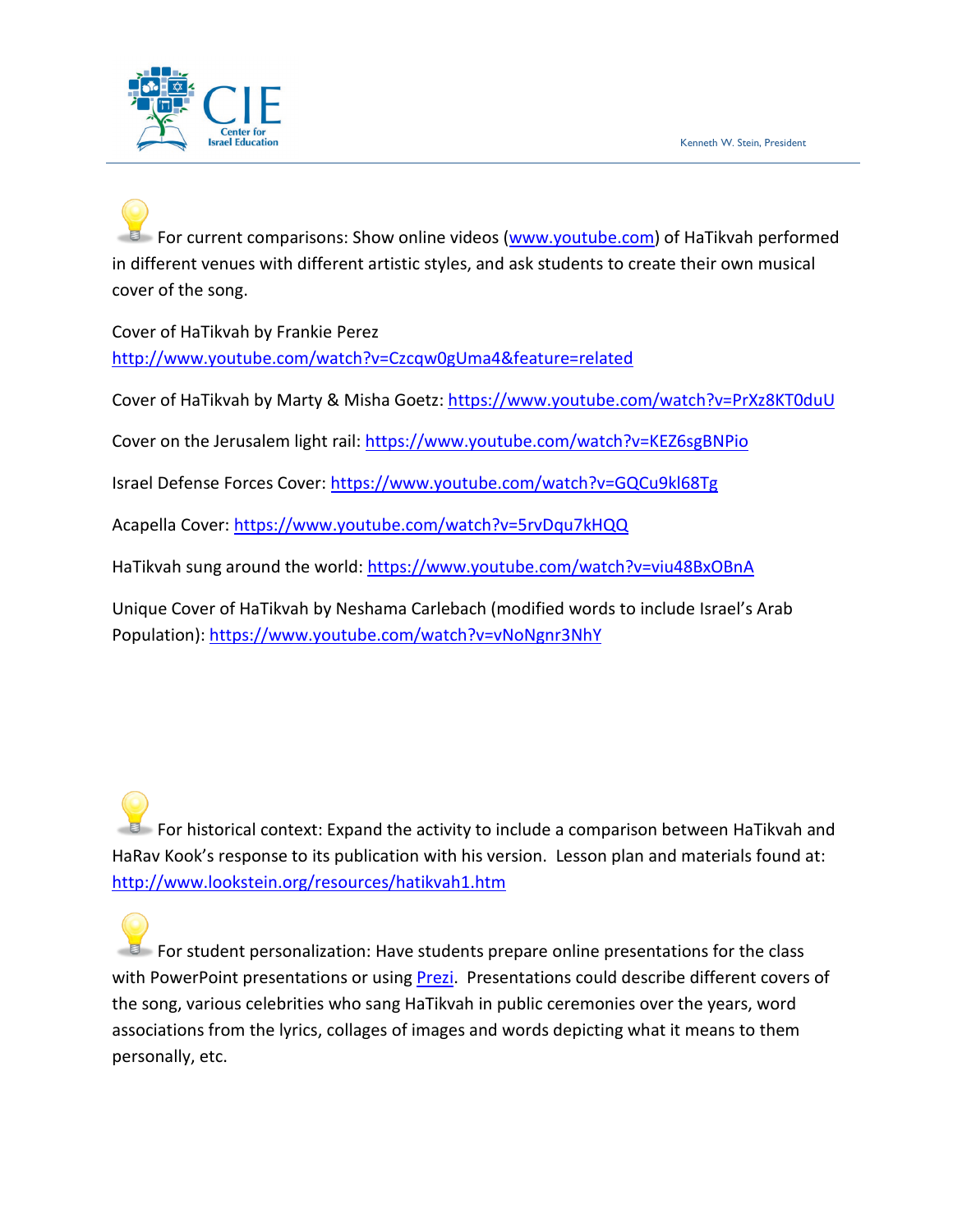For current comparisons: Show online videos ([www.youtube.com](http://www.youtube.com)) of HaTikvah performed in different venues with different artistic styles, and ask students to create their own musical cover of the song.

Cover of HaTikvah by Frankie Perez
[http://www.youtube.com/watch?v=Czcqw0gUma4&feature=related](http://www.youtube.com/watch?v=Czcqw0gUma4&feature=related)

Cover of HaTikvah by Marty & Misha Goetz: [https://www.youtube.com/watch?v=PrXz8KT0duU](https://www.youtube.com/watch?v=PrXz8KT0duU)

Cover on the Jerusalem light rail: [https://www.youtube.com/watch?v=KEZ6sgBNPio](https://www.youtube.com/watch?v=KEZ6sgBNPio)

Israel Defense Forces Cover: [https://www.youtube.com/watch?v=GQCu9kl68Tg](https://www.youtube.com/watch?v=GQCu9kl68Tg)

Acapella Cover: [https://www.youtube.com/watch?v=5rvDqu7kHQQ](https://www.youtube.com/watch?v=5rvDqu7kHQQ)

HaTikvah sung around the world: [https://www.youtube.com/watch?v=viu48BxOBnA](https://www.youtube.com/watch?v=viu48BxOBnA)

Unique Cover of HaTikvah by Neshama Carlebach (modified words to include Israel's Arab Population): [https://www.youtube.com/watch?v=vNoNgnr3NhY](https://www.youtube.com/watch?v=vNoNgnr3NhY)

For historical context: Expand the activity to include a comparison between HaTikvah and HaRav Kook's response to its publication with his version. Lesson plan and materials found at: [http://www.lookstein.org/resources/hatikvah1.htm](http://www.lookstein.org/resources/hatikvah1.htm)

For student personalization: Have students prepare online presentations for the class with PowerPoint presentations or using Prezi. Presentations could describe different covers of the song, various celebrities who sang HaTikvah in public ceremonies over the years, word associations from the lyrics, collages of images and words depicting what it means to them personally, etc.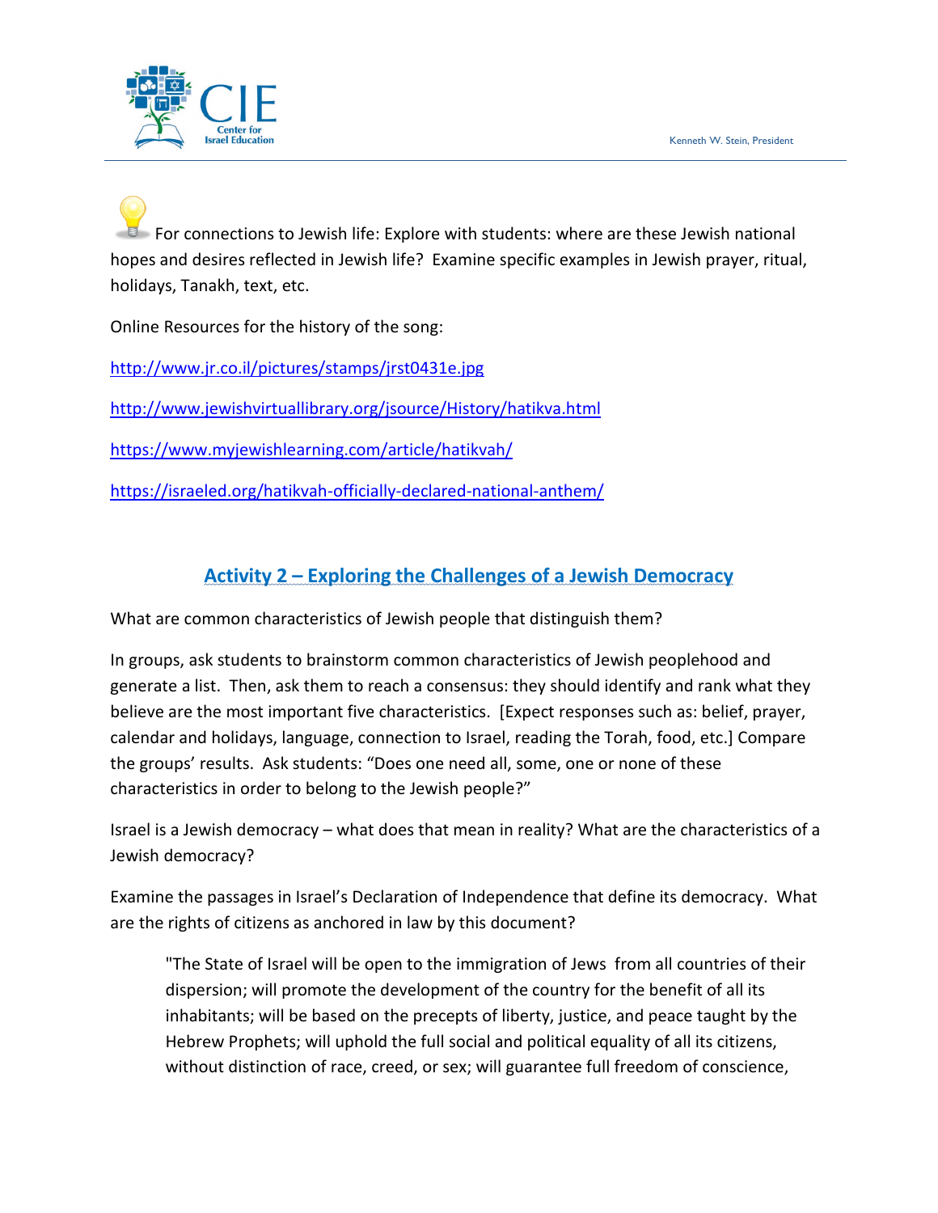For connections to Jewish life: Explore with students: where are these Jewish national hopes and desires reflected in Jewish life? Examine specific examples in Jewish prayer, ritual, holidays, Tanakh, text, etc.

Online Resources for the history of the song:

http://www.jr.co.il/pictures/stamps/jrst0431e.jpg

http://www.jewishvirtuallibrary.org/jsource/History/hatikva.html

https://www.myjewishlearning.com/article/hatikvah/

https://israeled.org/hatikvah-officially-declared-national-anthem/

## Activity 2 – Exploring the Challenges of a Jewish Democracy

What are common characteristics of Jewish people that distinguish them?

In groups, ask students to brainstorm common characteristics of Jewish peoplehood and generate a list. Then, ask them to reach a consensus: they should identify and rank what they believe are the most important five characteristics. [Expect responses such as: belief, prayer, calendar and holidays, language, connection to Israel, reading the Torah, food, etc.] Compare the groups' results. Ask students: "Does one need all, some, one or none of these characteristics in order to belong to the Jewish people?"

Israel is a Jewish democracy – what does that mean in reality? What are the characteristics of a Jewish democracy?

Examine the passages in Israel's Declaration of Independence that define its democracy. What are the rights of citizens as anchored in law by this document?

> "The State of Israel will be open to the immigration of Jews from all countries of their dispersion; will promote the development of the country for the benefit of all its inhabitants; will be based on the precepts of liberty, justice, and peace taught by the Hebrew Prophets; will uphold the full social and political equality of all its citizens, without distinction of race, creed, or sex; will guarantee full freedom of conscience,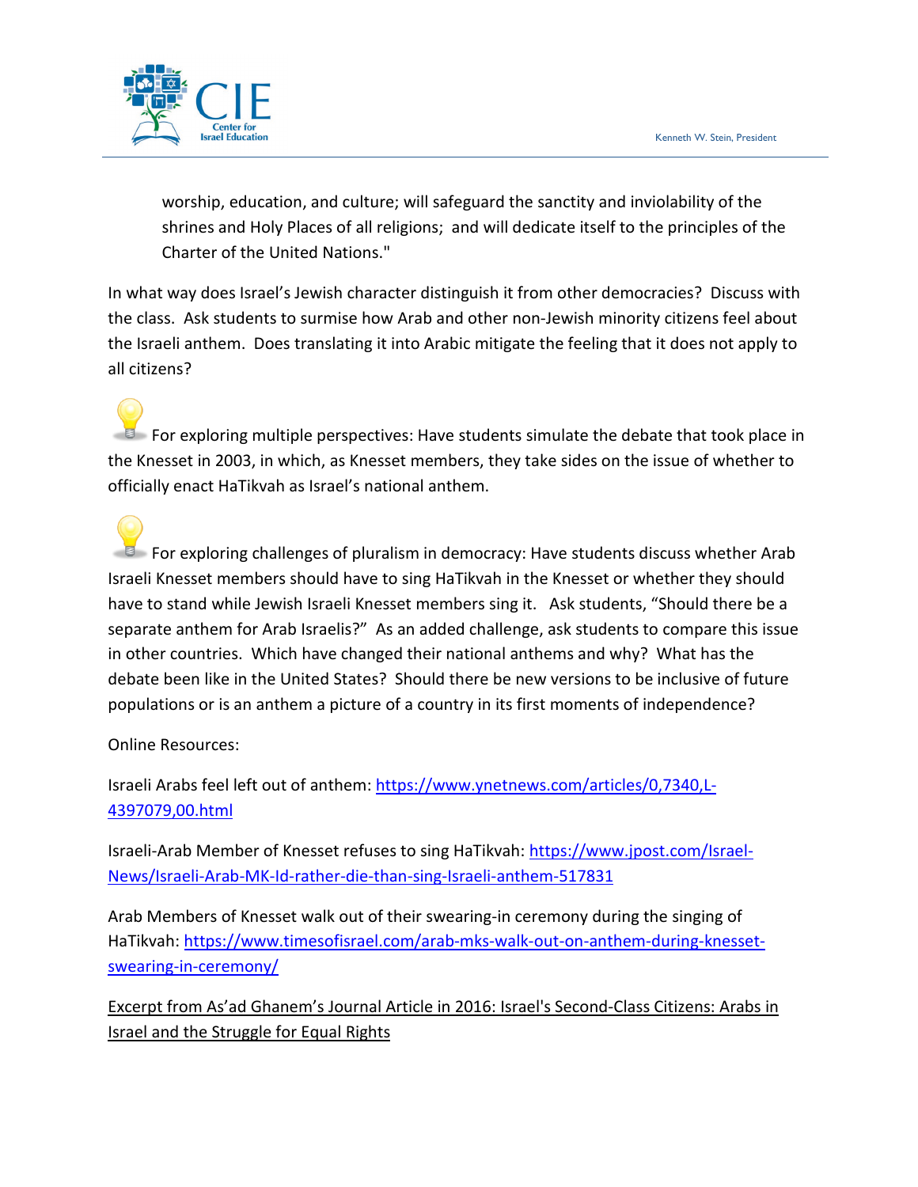worship, education, and culture; will safeguard the sanctity and inviolability of the shrines and Holy Places of all religions; and will dedicate itself to the principles of the Charter of the United Nations."

In what way does Israel's Jewish character distinguish it from other democracies? Discuss with the class. Ask students to surmise how Arab and other non-Jewish minority citizens feel about the Israeli anthem. Does translating it into Arabic mitigate the feeling that it does not apply to all citizens?

For exploring multiple perspectives: Have students simulate the debate that took place in the Knesset in 2003, in which, as Knesset members, they take sides on the issue of whether to officially enact HaTikvah as Israel's national anthem.

For exploring challenges of pluralism in democracy: Have students discuss whether Arab Israeli Knesset members should have to sing HaTikvah in the Knesset or whether they should have to stand while Jewish Israeli Knesset members sing it. Ask students, "Should there be a separate anthem for Arab Israelis?" As an added challenge, ask students to compare this issue in other countries. Which have changed their national anthems and why? What has the debate been like in the United States? Should there be new versions to be inclusive of future populations or is an anthem a picture of a country in its first moments of independence?

Online Resources:

Israeli Arabs feel left out of anthem: [https://www.ynetnews.com/articles/0,7340,L-4397079,00.html](https://www.ynetnews.com/articles/0,7340,L-4397079,00.html)

Israeli-Arab Member of Knesset refuses to sing HaTikvah: [https://www.jpost.com/Israel-News/Israeli-Arab-MK-Id-rather-die-than-sing-Israeli-anthem-517831](https://www.jpost.com/Israel-News/Israeli-Arab-MK-Id-rather-die-than-sing-Israeli-anthem-517831)

Arab Members of Knesset walk out of their swearing-in ceremony during the singing of HaTikvah: [https://www.timesofisrael.com/arab-mks-walk-out-on-anthem-during-knesset-swearing-in-ceremony/](https://www.timesofisrael.com/arab-mks-walk-out-on-anthem-during-knesset-swearing-in-ceremony/)

Excerpt from As'ad Ghanem's Journal Article in 2016: Israel's Second-Class Citizens: Arabs in Israel and the Struggle for Equal Rights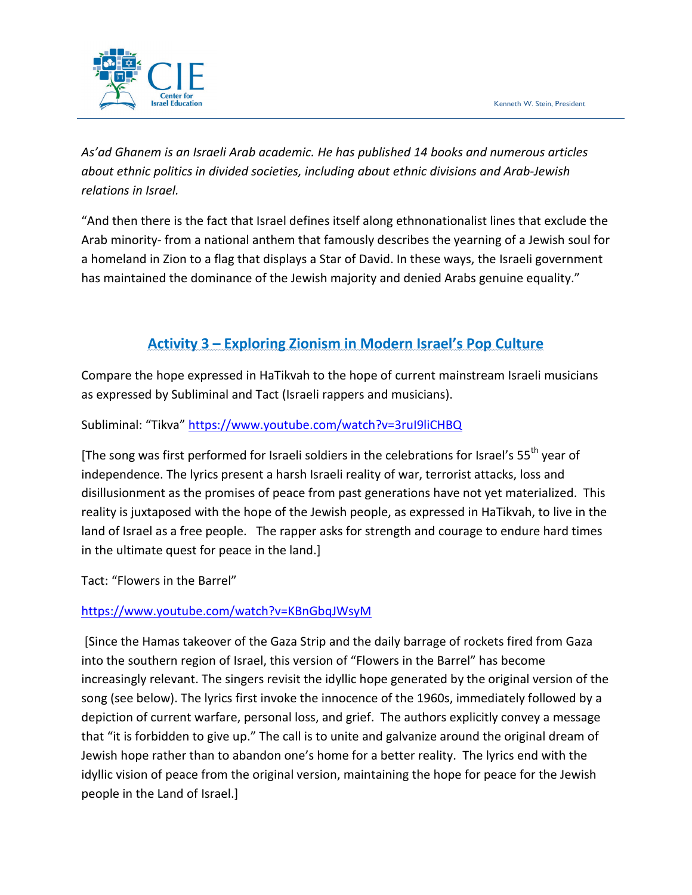*As'ad Ghanem is an Israeli Arab academic. He has published 14 books and numerous articles about ethnic politics in divided societies, including about ethnic divisions and Arab-Jewish relations in Israel.*

"And then there is the fact that Israel defines itself along ethnonationalist lines that exclude the Arab minority- from a national anthem that famously describes the yearning of a Jewish soul for a homeland in Zion to a flag that displays a Star of David. In these ways, the Israeli government has maintained the dominance of the Jewish majority and denied Arabs genuine equality."

## Activity 3 – Exploring Zionism in Modern Israel's Pop Culture

Compare the hope expressed in HaTikvah to the hope of current mainstream Israeli musicians as expressed by Subliminal and Tact (Israeli rappers and musicians).

Subliminal: "Tikva" https://www.youtube.com/watch?v=3ruI9liCHBQ

[The song was first performed for Israeli soldiers in the celebrations for Israel's 55th year of independence. The lyrics present a harsh Israeli reality of war, terrorist attacks, loss and disillusionment as the promises of peace from past generations have not yet materialized. This reality is juxtaposed with the hope of the Jewish people, as expressed in HaTikvah, to live in the land of Israel as a free people. The rapper asks for strength and courage to endure hard times in the ultimate quest for peace in the land.]

Tact: "Flowers in the Barrel"

https://www.youtube.com/watch?v=KBnGbqJWsyM

[Since the Hamas takeover of the Gaza Strip and the daily barrage of rockets fired from Gaza into the southern region of Israel, this version of "Flowers in the Barrel" has become increasingly relevant. The singers revisit the idyllic hope generated by the original version of the song (see below). The lyrics first invoke the innocence of the 1960s, immediately followed by a depiction of current warfare, personal loss, and grief. The authors explicitly convey a message that "it is forbidden to give up." The call is to unite and galvanize around the original dream of Jewish hope rather than to abandon one's home for a better reality. The lyrics end with the idyllic vision of peace from the original version, maintaining the hope for peace for the Jewish people in the Land of Israel.]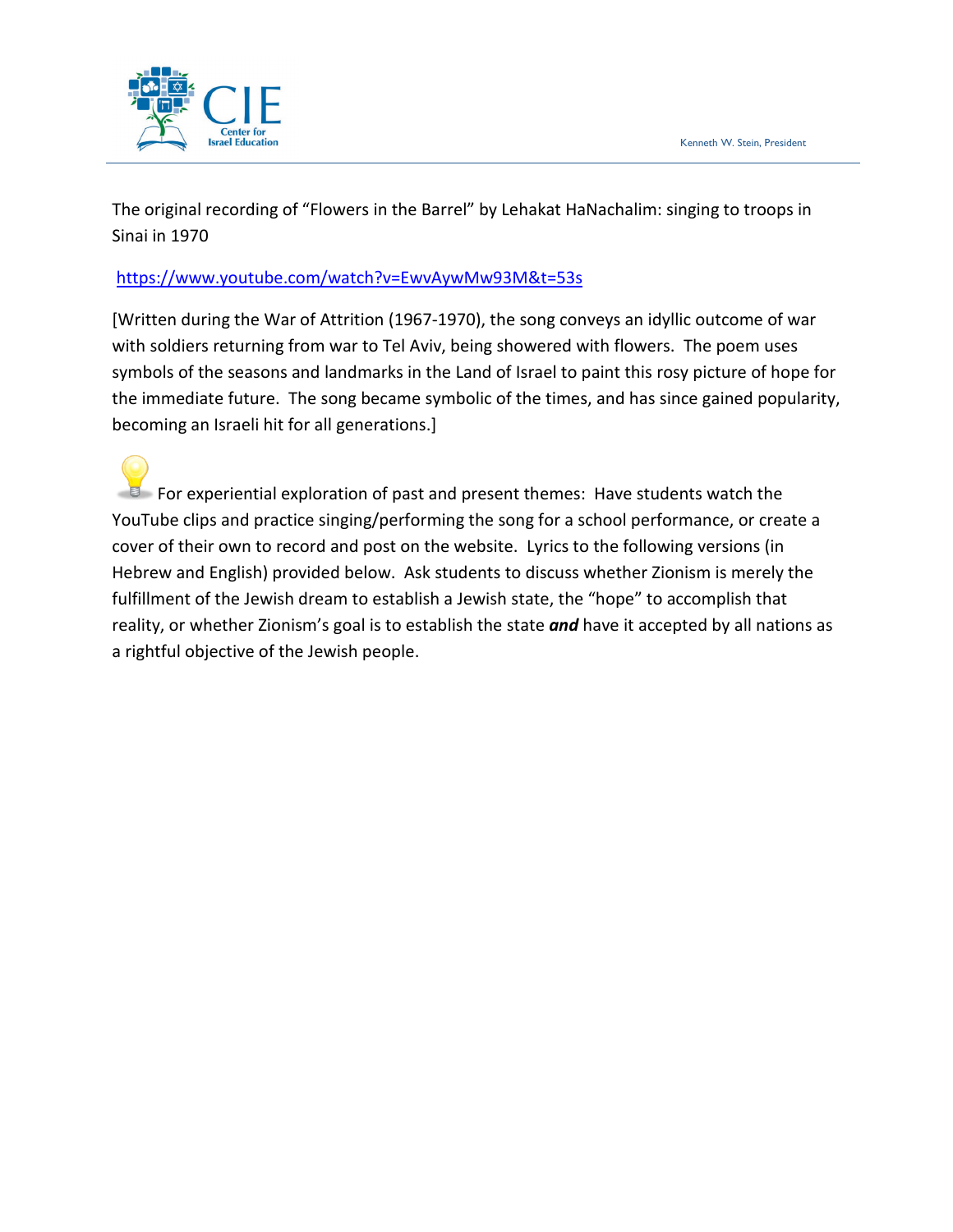The original recording of "Flowers in the Barrel" by Lehakat HaNachalim: singing to troops in Sinai in 1970

https://www.youtube.com/watch?v=EwvAywMw93M&t=53s

[Written during the War of Attrition (1967-1970), the song conveys an idyllic outcome of war with soldiers returning from war to Tel Aviv, being showered with flowers. The poem uses symbols of the seasons and landmarks in the Land of Israel to paint this rosy picture of hope for the immediate future. The song became symbolic of the times, and has since gained popularity, becoming an Israeli hit for all generations.]

For experiential exploration of past and present themes: Have students watch the YouTube clips and practice singing/performing the song for a school performance, or create a cover of their own to record and post on the website. Lyrics to the following versions (in Hebrew and English) provided below. Ask students to discuss whether Zionism is merely the fulfillment of the Jewish dream to establish a Jewish state, the "hope" to accomplish that reality, or whether Zionism's goal is to establish the state ***and*** have it accepted by all nations as a rightful objective of the Jewish people.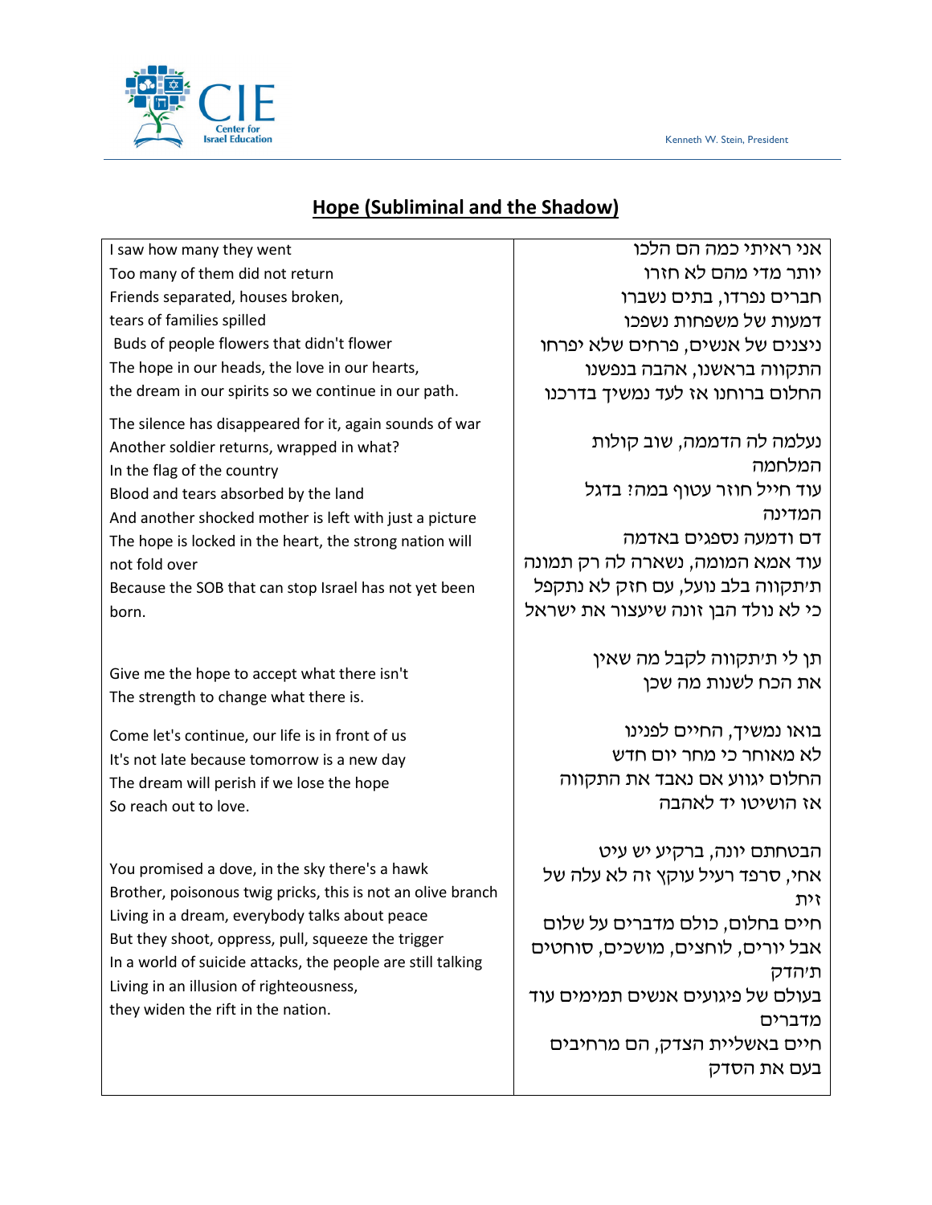## Hope (Subliminal and the Shadow)

| | |
|---|---|
| I saw how many they went<br>Too many of them did not return<br>Friends separated, houses broken,<br>tears of families spilled<br>Buds of people flowers that didn't flower<br>The hope in our heads, the love in our hearts,<br>the dream in our spirits so we continue in our path.<br><br>The silence has disappeared for it, again sounds of war<br>Another soldier returns, wrapped in what?<br>In the flag of the country<br>Blood and tears absorbed by the land<br>And another shocked mother is left with just a picture<br>The hope is locked in the heart, the strong nation will not fold over<br>Because the SOB that can stop Israel has not yet been born.<br><br>Give me the hope to accept what there isn't<br>The strength to change what there is.<br><br>Come let's continue, our life is in front of us<br>It's not late because tomorrow is a new day<br>The dream will perish if we lose the hope<br>So reach out to love.<br><br>You promised a dove, in the sky there's a hawk<br>Brother, poisonous twig pricks, this is not an olive branch<br>Living in a dream, everybody talks about peace<br>But they shoot, oppress, pull, squeeze the trigger<br>In a world of suicide attacks, the people are still talking<br>Living in an illusion of righteousness,<br>they widen the rift in the nation. | אני ראיתי כמה הם הלכו<br>יותר מדי מהם לא חזרו<br>חברים נפרדו, בתים נשברו<br>דמעות של משפחות נשפכו<br>ניצנים של אנשים, פרחים שלא יפרחו<br>התקווה בראשנו, אהבה בנפשנו<br>החלום ברוחנו אז לעד נמשיך בדרכנו<br><br>נעלמה לה הדממה, שוב קולות המלחמה<br>עוד חייל חוזר עטוף במה? בדגל המדינה<br>דם ודמעה נספגים באדמה<br>עוד אמא המומה, נשארה לה רק תמונה<br>ת׳תקווה בלב נועל, עם חזק לא נתקפל<br>כי לא נולד הבן זונה שיעצור את ישראל<br><br>תן לי ת׳תקווה לקבל מה שאין<br>את הכח לשנות מה שכן<br><br>בואו נמשיך, החיים לפנינו<br>לא מאוחר כי מחר יום חדש<br>החלום יגווע אם נאבד את התקווה<br>אז הושיטו יד לאהבה<br><br>הבטחתם יונה, ברקיע יש עיט<br>אחי, סרפד רעיל עוקץ זה לא עלה של זית<br>חיים בחלום, כולם מדברים על שלום<br>אבל יורים, לוחצים, מושכים, סוחטים ת׳הדק<br>בעולם של פיגועים אנשים תמימים עוד מדברים<br>חיים באשליית הצדק, הם מרחיבים בעם את הסדק |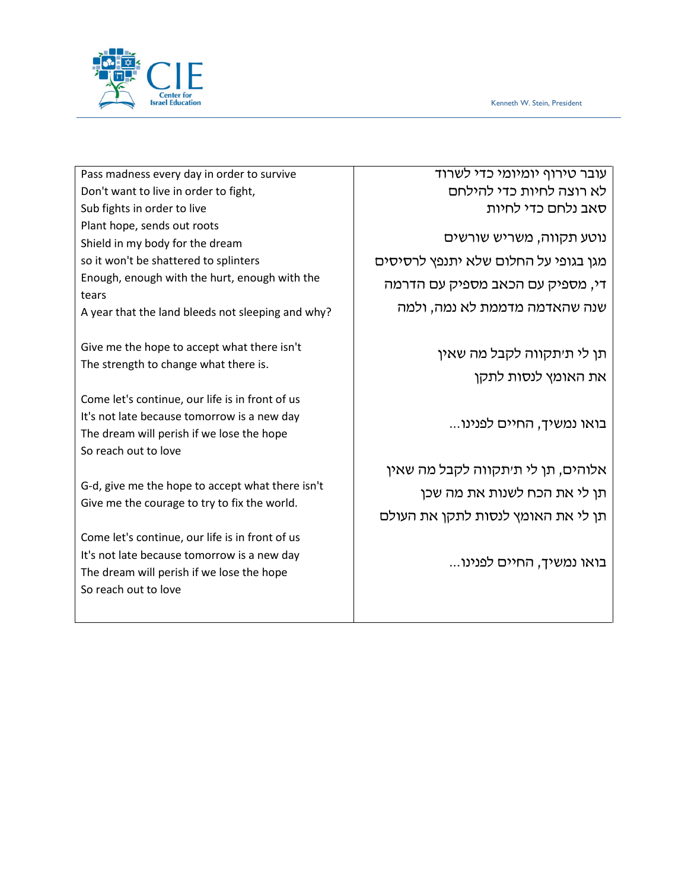| Pass madness every day in order to survive<br>Don't want to live in order to fight,<br>Sub fights in order to live<br>Plant hope, sends out roots<br>Shield in my body for the dream<br>so it won't be shattered to splinters<br>Enough, enough with the hurt, enough with the tears<br>A year that the land bleeds not sleeping and why?<br><br>Give me the hope to accept what there isn't<br>The strength to change what there is.<br><br>Come let's continue, our life is in front of us<br>It's not late because tomorrow is a new day<br>The dream will perish if we lose the hope<br>So reach out to love<br><br>G-d, give me the hope to accept what there isn't<br>Give me the courage to try to fix the world.<br><br>Come let's continue, our life is in front of us<br>It's not late because tomorrow is a new day<br>The dream will perish if we lose the hope<br>So reach out to love | עובר טירוף יומיומי כדי לשרוד<br>לא רוצה לחיות כדי להילחם<br>סאב נלחם כדי לחיות<br><br>נוטע תקווה, משריש שורשים<br>מגן בגופי על החלום שלא יתנפץ לרסיסים<br>די, מספיק עם הכאב מספיק עם הדרמה<br>שנה שהאדמה מדממת לא נמה, ולמה<br><br>תן לי ת׳תקווה לקבל מה שאין<br>את האומץ לנסות לתקן<br><br>בואו נמשיך, החיים לפנינו...<br><br>אלוהים, תן לי ת׳תקווה לקבל מה שאין<br>תן לי את הכח לשנות את מה שכן<br>תן לי את האומץ לנסות לתקן את העולם<br><br>בואו נמשיך, החיים לפנינו... |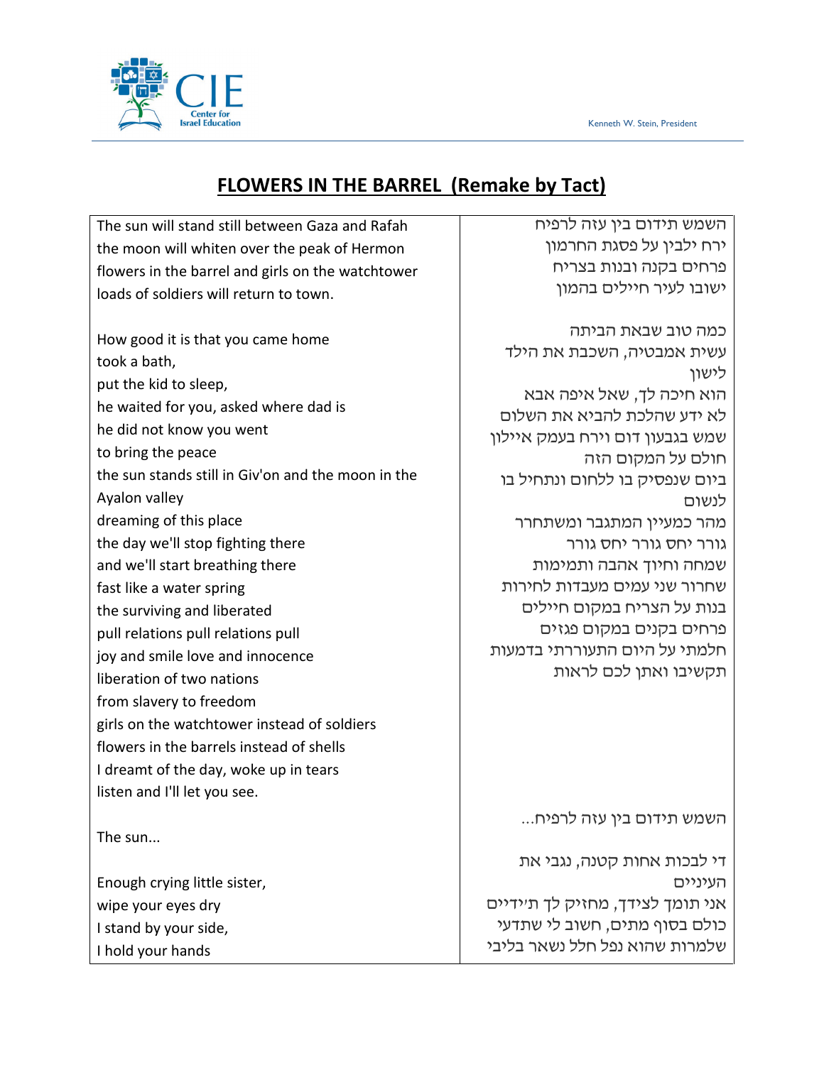## FLOWERS IN THE BARREL (Remake by Tact)

| | |
|---|---|
| The sun will stand still between Gaza and Rafah<br>the moon will whiten over the peak of Hermon<br>flowers in the barrel and girls on the watchtower<br>loads of soldiers will return to town.<br><br>How good it is that you came home<br>took a bath,<br>put the kid to sleep,<br>he waited for you, asked where dad is<br>he did not know you went<br>to bring the peace<br>the sun stands still in Giv'on and the moon in the Ayalon valley<br>dreaming of this place<br>the day we'll stop fighting there<br>and we'll start breathing there<br>fast like a water spring<br>the surviving and liberated<br>pull relations pull relations pull<br>joy and smile love and innocence<br>liberation of two nations<br>from slavery to freedom<br>girls on the watchtower instead of soldiers<br>flowers in the barrels instead of shells<br>I dreamt of the day, woke up in tears<br>listen and I'll let you see.<br><br>The sun...<br><br>Enough crying little sister,<br>wipe your eyes dry<br>I stand by your side,<br>I hold your hands | השמש תידום בין עזה לרפיח<br>ירח ילבין על פסגת החרמון<br>פרחים בקנה ובנות בצריח<br>ישובו לעיר חיילים בהמון<br><br>כמה טוב שבאת הביתה<br>עשית אמבטיה, השכבת את הילד לישון<br>הוא חיכה לך, שאל איפה אבא<br>לא ידע שהלכת להביא את השלום<br>שמש בגבעון דום וירח בעמק איילון<br>חולם על המקום הזה<br>ביום שנפסיק בו ללחום ונתחיל בו לנשום<br>מהר כמעיין המתגבר ומשתחרר<br>גורר יחס גורר יחס גורר<br>שמחה וחיוך אהבה ותמימות<br>שחרור שני עמים מעבדות לחירות<br>בנות על הצריח במקום חיילים<br>פרחים בקנים במקום פגזים<br>חלמתי על היום התעוררתי בדמעות<br>תקשיבו ואתן לכם לראות<br><br>השמש תידום בין עזה לרפיח...<br><br>די לבכות אחות קטנה, נגבי את העיניים<br>אני תומך לצידך, מחזיק לך ת׳ידיים<br>כולם בסוף מתים, חשוב לי שתדעי<br>שלמרות שהוא נפל חלל נשאר בליבי |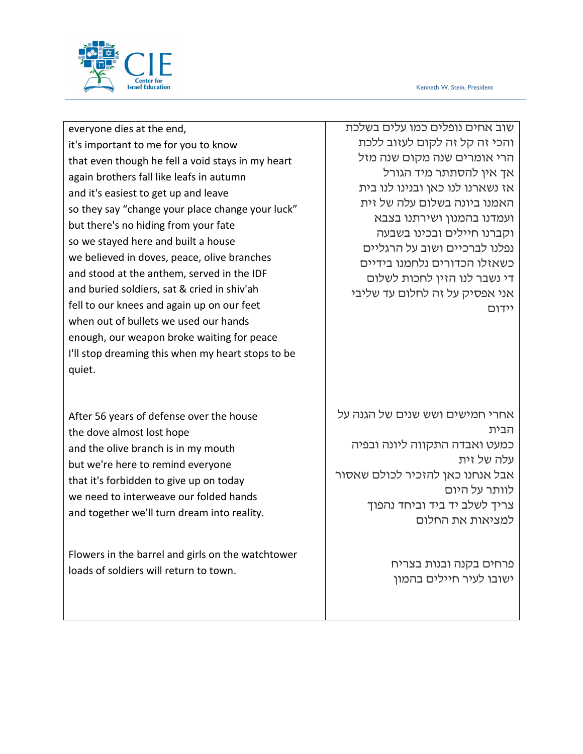| English | Hebrew |
|---|---|
| everyone dies at the end,<br>it's important to me for you to know<br>that even though he fell a void stays in my heart<br>again brothers fall like leafs in autumn<br>and it's easiest to get up and leave<br>so they say "change your place change your luck"<br>but there's no hiding from your fate<br>so we stayed here and built a house<br>we believed in doves, peace, olive branches<br>and stood at the anthem, served in the IDF<br>and buried soldiers, sat & cried in shiv'ah<br>fell to our knees and again up on our feet<br>when out of bullets we used our hands<br>enough, our weapon broke waiting for peace<br>I'll stop dreaming this when my heart stops to be quiet. | שוב אחים נופלים כמו עלים בשלכת<br>והכי זה קל זה לקום לעזוב ללכת<br>הרי אומרים שנה מקום שנה מזל<br>אך אין להסתתר מיד הגורל<br>אז נשארנו לנו כאן ובנינו לנו בית<br>האמנו ביונה בשלום עלה של זית<br>ועמדנו בהמנון ושירתנו בצבא<br>וקברנו חיילים ובכינו בשבעה<br>נפלנו לברכיים ושוב על הרגליים<br>כשאזלו הכדורים נלחמנו בידיים<br>די נשבר לנו הזין לחכות לשלום<br>אני אפסיק על זה לחלום עד שליבי יידום |
| After 56 years of defense over the house<br>the dove almost lost hope<br>and the olive branch is in my mouth<br>but we're here to remind everyone<br>that it's forbidden to give up on today<br>we need to interweave our folded hands<br>and together we'll turn dream into reality. | אחרי חמישים ושש שנים של הגנה על הבית<br>כמעט ואבדה התקווה ליונה ובפיה עלה של זית<br>אבל אנחנו כאן להזכיר לכולם שאסור לוותר על היום<br>צריך לשלב יד ביד וביחד נהפוך למציאות את החלום |
| Flowers in the barrel and girls on the watchtower<br>loads of soldiers will return to town. | פרחים בקנה ובנות בצריח<br>ישובו לעיר חיילים בהמון |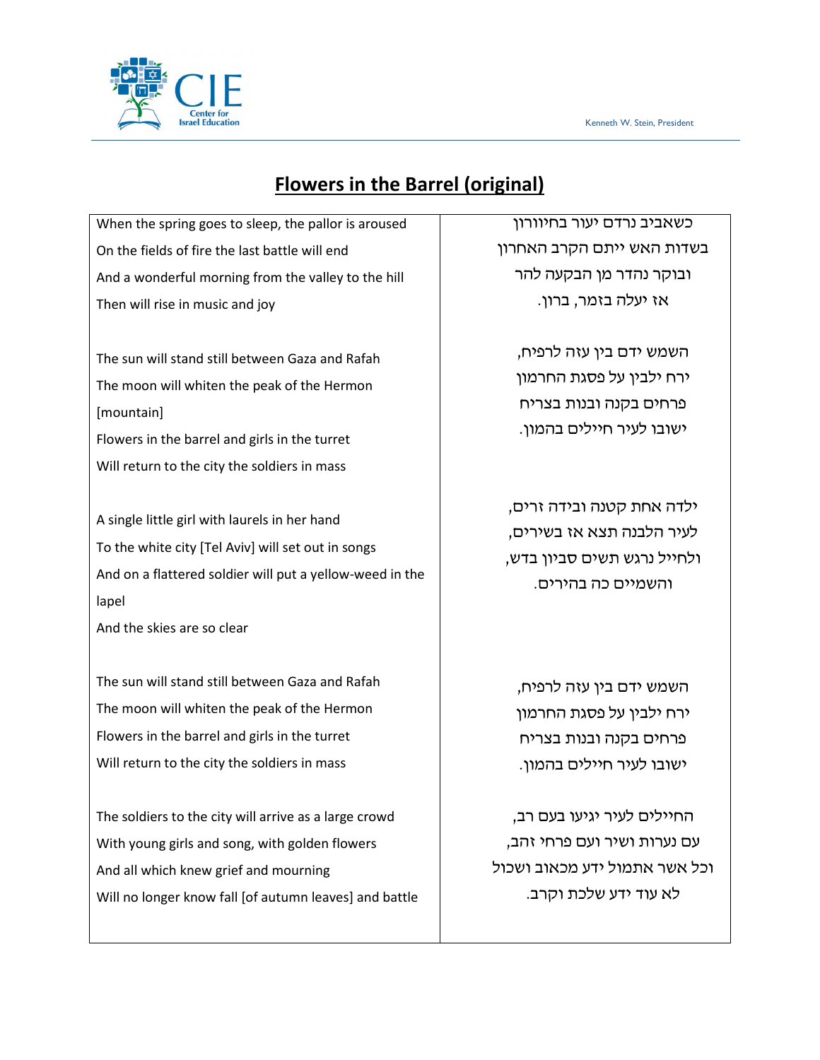## Flowers in the Barrel (original)

| | |
|---|---|
| When the spring goes to sleep, the pallor is aroused<br>On the fields of fire the last battle will end<br>And a wonderful morning from the valley to the hill<br>Then will rise in music and joy | כשאביב נרדם יעור בחיוורון<br>בשדות האש ייתם הקרב האחרון<br>ובוקר נהדר מן הבקעה להר<br>אז יעלה בזמר, ברון. |
| The sun will stand still between Gaza and Rafah<br>The moon will whiten the peak of the Hermon [mountain]<br>Flowers in the barrel and girls in the turret<br>Will return to the city the soldiers in mass | השמש ידם בין עזה לרפיח,<br>ירח ילבין על פסגת החרמון<br>פרחים בקנה ובנות בצריח<br>ישובו לעיר חיילים בהמון. |
| A single little girl with laurels in her hand<br>To the white city [Tel Aviv] will set out in songs<br>And on a flattered soldier will put a yellow-weed in the lapel<br>And the skies are so clear | ילדה אחת קטנה ובידה זרים,<br>לעיר הלבנה תצא אז בשירים,<br>ולחייל נרגש תשים סביון בדש,<br>והשמיים כה בהירים. |
| The sun will stand still between Gaza and Rafah<br>The moon will whiten the peak of the Hermon<br>Flowers in the barrel and girls in the turret<br>Will return to the city the soldiers in mass | השמש ידם בין עזה לרפיח,<br>ירח ילבין על פסגת החרמון<br>פרחים בקנה ובנות בצריח<br>ישובו לעיר חיילים בהמון. |
| The soldiers to the city will arrive as a large crowd<br>With young girls and song, with golden flowers<br>And all which knew grief and mourning<br>Will no longer know fall [of autumn leaves] and battle | החיילים לעיר יגיעו בעם רב,<br>עם נערות ושיר ועם פרחי זהב,<br>וכל אשר אתמול ידע מכאוב ושכול<br>לא עוד ידע שלכת וקרב. |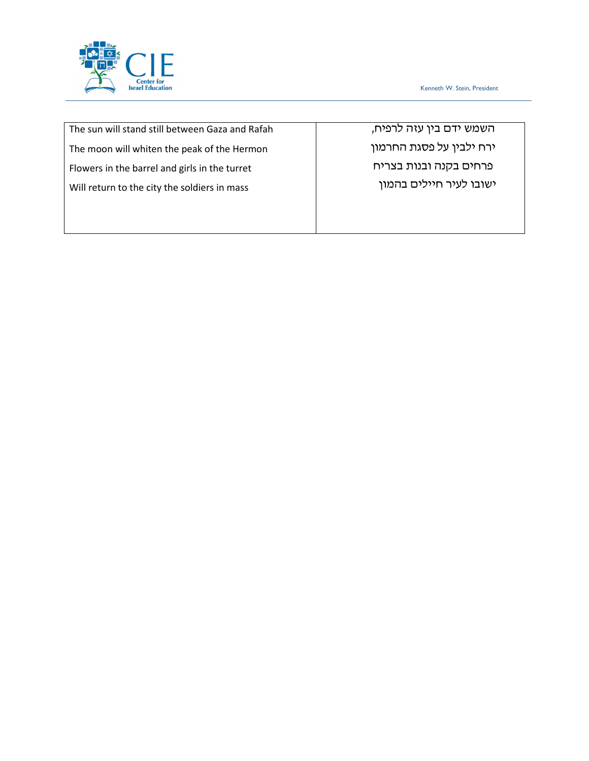| The sun will stand still between Gaza and Rafah<br>The moon will whiten the peak of the Hermon<br>Flowers in the barrel and girls in the turret<br>Will return to the city the soldiers in mass | השמש ידם בין עזה לרפיח,<br>ירח ילבין על פסגת החרמון<br>פרחים בקנה ובנות בצריח<br>ישובו לעיר חיילים בהמון |
|---|---|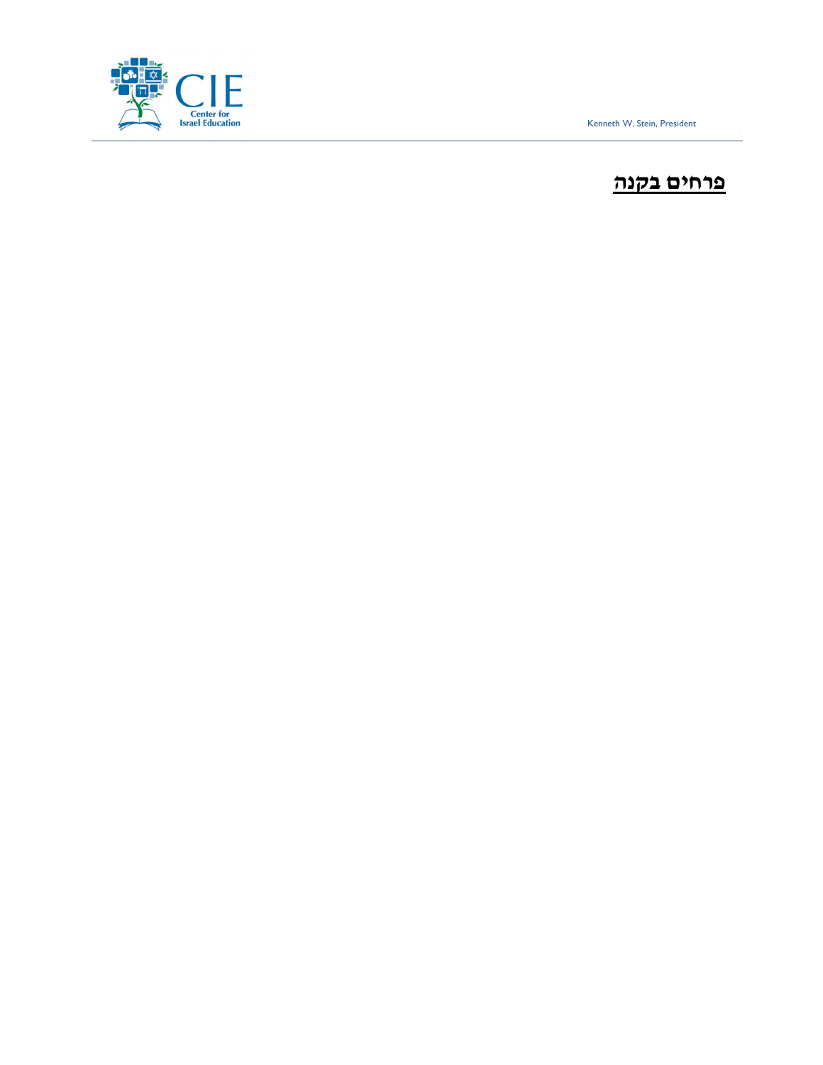## **פרחים בקנה**